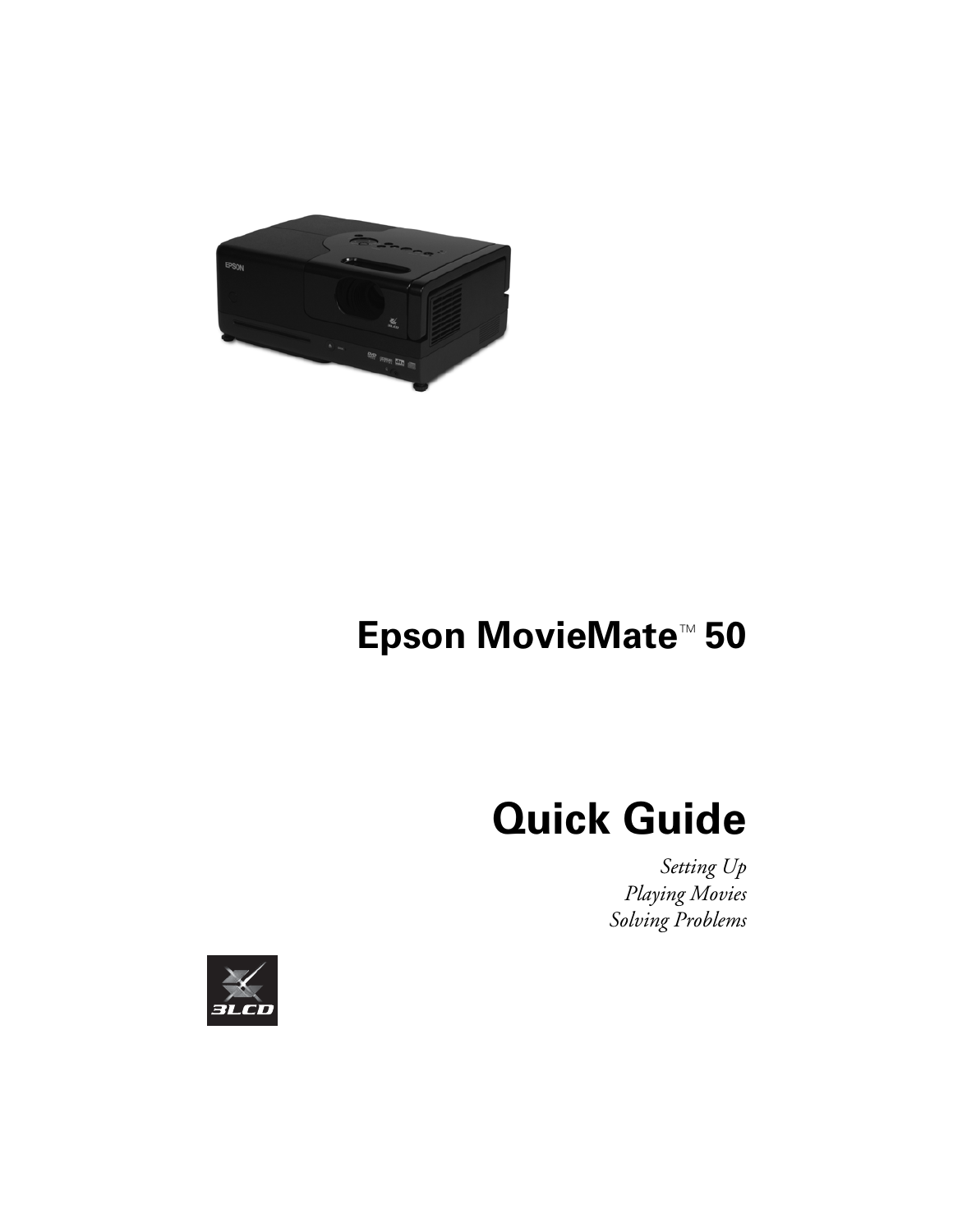# Epson MovieMate™ 50

# Quick Guide

*Setting Up*
*Playing Movies*
*Solving Problems*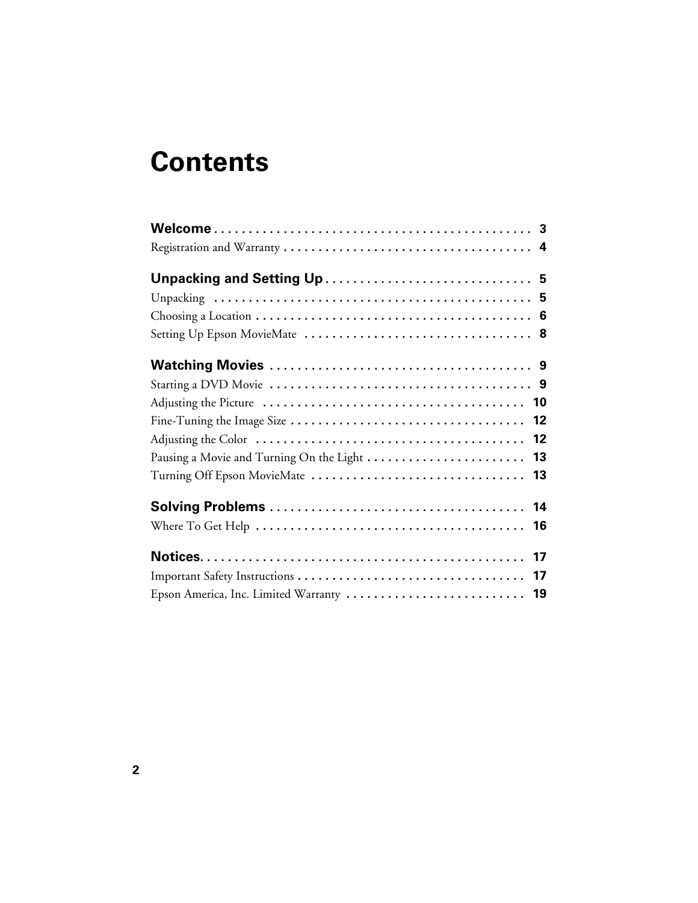# Contents

| | |
|---|---|
| **Welcome** | **3** |
| Registration and Warranty | 4 |
| **Unpacking and Setting Up** | **5** |
| Unpacking | 5 |
| Choosing a Location | 6 |
| Setting Up Epson MovieMate | 8 |
| **Watching Movies** | **9** |
| Starting a DVD Movie | 9 |
| Adjusting the Picture | 10 |
| Fine-Tuning the Image Size | 12 |
| Adjusting the Color | 12 |
| Pausing a Movie and Turning On the Light | 13 |
| Turning Off Epson MovieMate | 13 |
| **Solving Problems** | **14** |
| Where To Get Help | 16 |
| **Notices** | **17** |
| Important Safety Instructions | 17 |
| Epson America, Inc. Limited Warranty | 19 |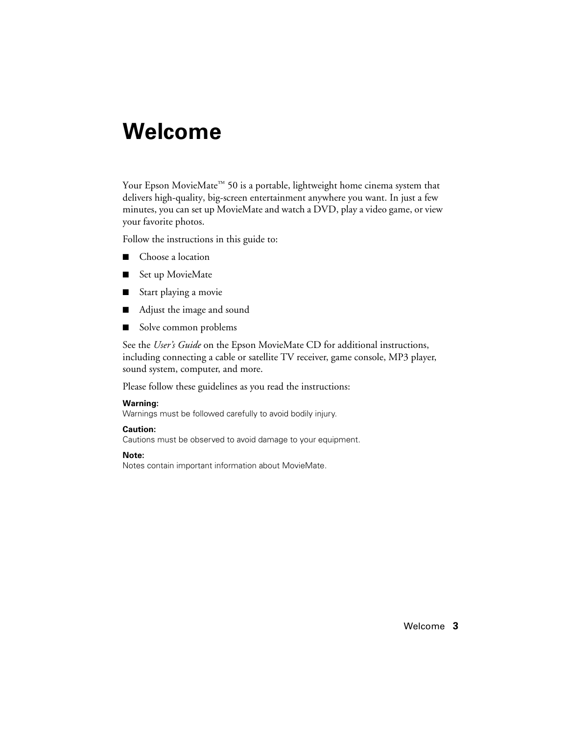# Welcome

Your Epson MovieMate™ 50 is a portable, lightweight home cinema system that delivers high-quality, big-screen entertainment anywhere you want. In just a few minutes, you can set up MovieMate and watch a DVD, play a video game, or view your favorite photos.

Follow the instructions in this guide to:

- Choose a location
- Set up MovieMate
- Start playing a movie
- Adjust the image and sound
- Solve common problems

See the *User's Guide* on the Epson MovieMate CD for additional instructions, including connecting a cable or satellite TV receiver, game console, MP3 player, sound system, computer, and more.

Please follow these guidelines as you read the instructions:

**Warning:**
Warnings must be followed carefully to avoid bodily injury.

**Caution:**
Cautions must be observed to avoid damage to your equipment.

**Note:**
Notes contain important information about MovieMate.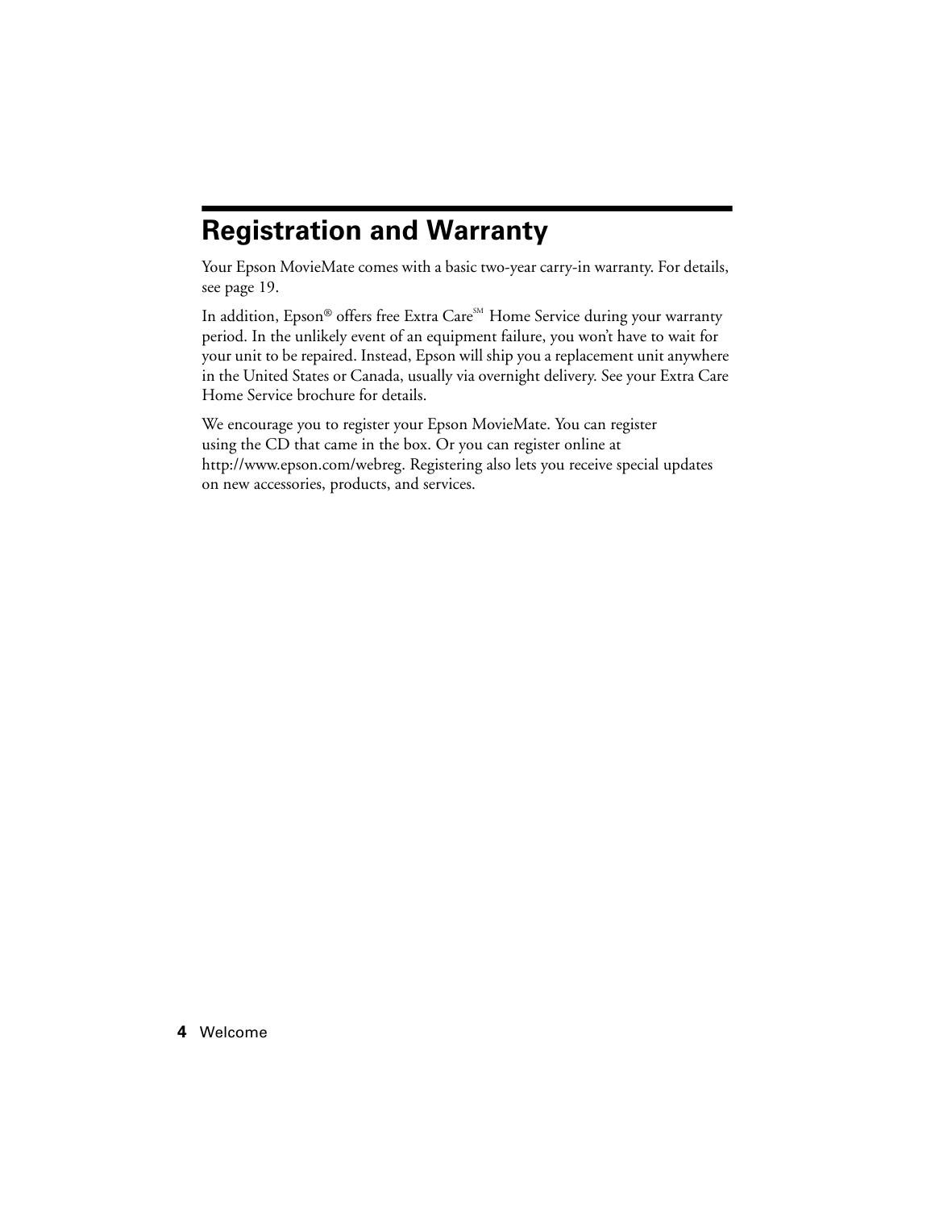# Registration and Warranty

Your Epson MovieMate comes with a basic two-year carry-in warranty. For details, see page 19.

In addition, Epson® offers free Extra Care℠ Home Service during your warranty period. In the unlikely event of an equipment failure, you won't have to wait for your unit to be repaired. Instead, Epson will ship you a replacement unit anywhere in the United States or Canada, usually via overnight delivery. See your Extra Care Home Service brochure for details.

We encourage you to register your Epson MovieMate. You can register using the CD that came in the box. Or you can register online at http://www.epson.com/webreg. Registering also lets you receive special updates on new accessories, products, and services.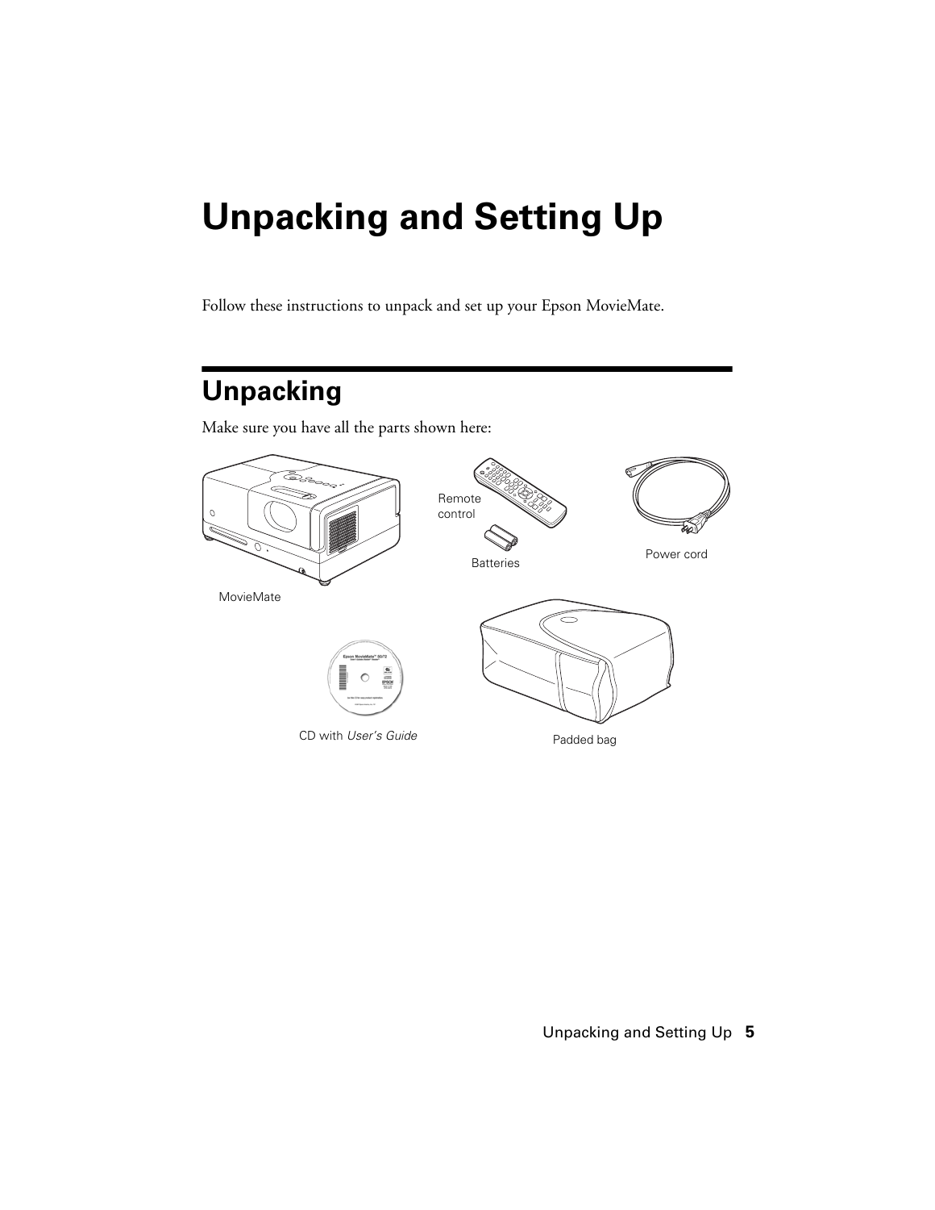# Unpacking and Setting Up

Follow these instructions to unpack and set up your Epson MovieMate.

## Unpacking

Make sure you have all the parts shown here:

MovieMate

Remote control

Batteries

Power cord

CD with *User's Guide*

Padded bag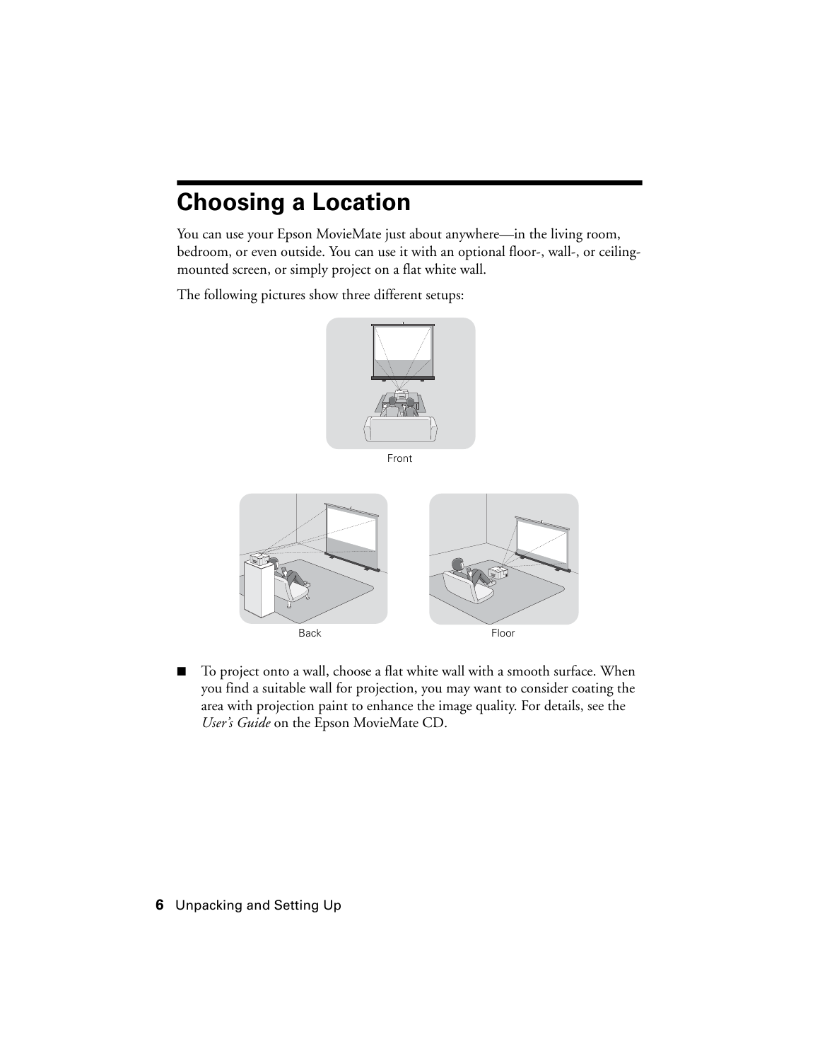# Choosing a Location

You can use your Epson MovieMate just about anywhere—in the living room, bedroom, or even outside. You can use it with an optional floor-, wall-, or ceiling-mounted screen, or simply project on a flat white wall.

The following pictures show three different setups:

Front

Back

Floor

- To project onto a wall, choose a flat white wall with a smooth surface. When you find a suitable wall for projection, you may want to consider coating the area with projection paint to enhance the image quality. For details, see the *User's Guide* on the Epson MovieMate CD.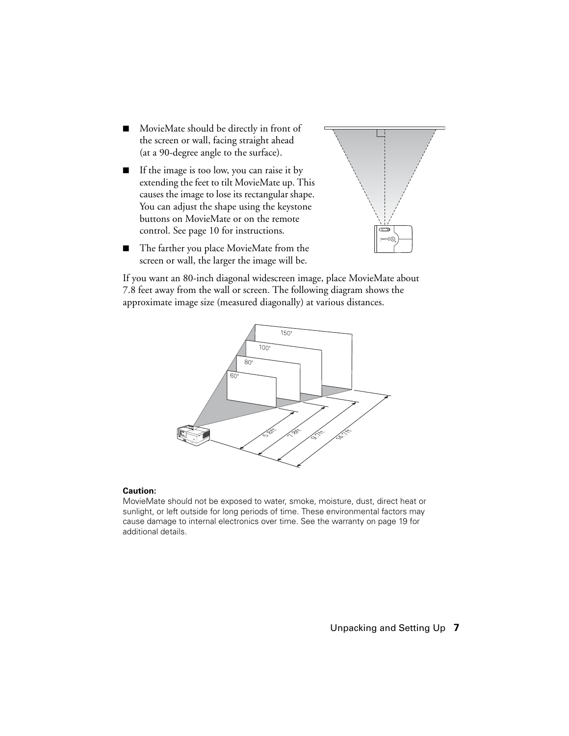- MovieMate should be directly in front of the screen or wall, facing straight ahead (at a 90-degree angle to the surface).
- If the image is too low, you can raise it by extending the feet to tilt MovieMate up. This causes the image to lose its rectangular shape. You can adjust the shape using the keystone buttons on MovieMate or on the remote control. See page 10 for instructions.
- The farther you place MovieMate from the screen or wall, the larger the image will be.

If you want an 80-inch diagonal widescreen image, place MovieMate about 7.8 feet away from the wall or screen. The following diagram shows the approximate image size (measured diagonally) at various distances.

**Caution:**
MovieMate should not be exposed to water, smoke, moisture, dust, direct heat or sunlight, or left outside for long periods of time. These environmental factors may cause damage to internal electronics over time. See the warranty on page 19 for additional details.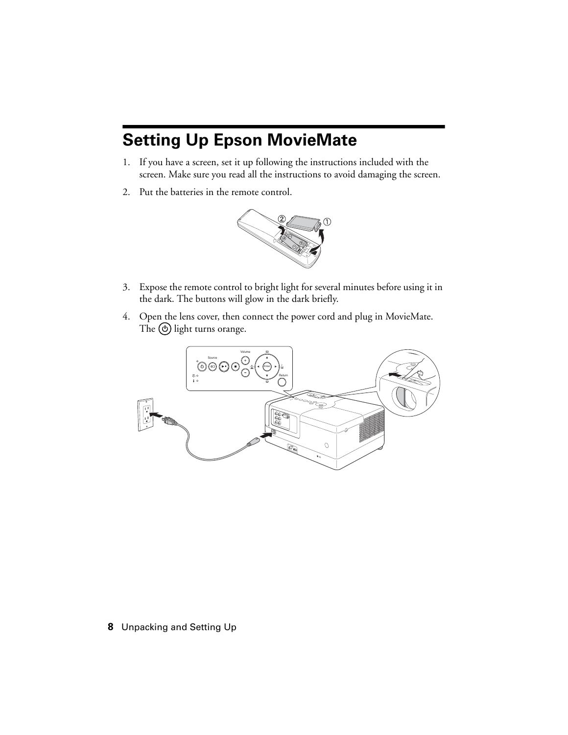# Setting Up Epson MovieMate

1. If you have a screen, set it up following the instructions included with the screen. Make sure you read all the instructions to avoid damaging the screen.
2. Put the batteries in the remote control.
3. Expose the remote control to bright light for several minutes before using it in the dark. The buttons will glow in the dark briefly.
4. Open the lens cover, then connect the power cord and plug in MovieMate. The ⏻ light turns orange.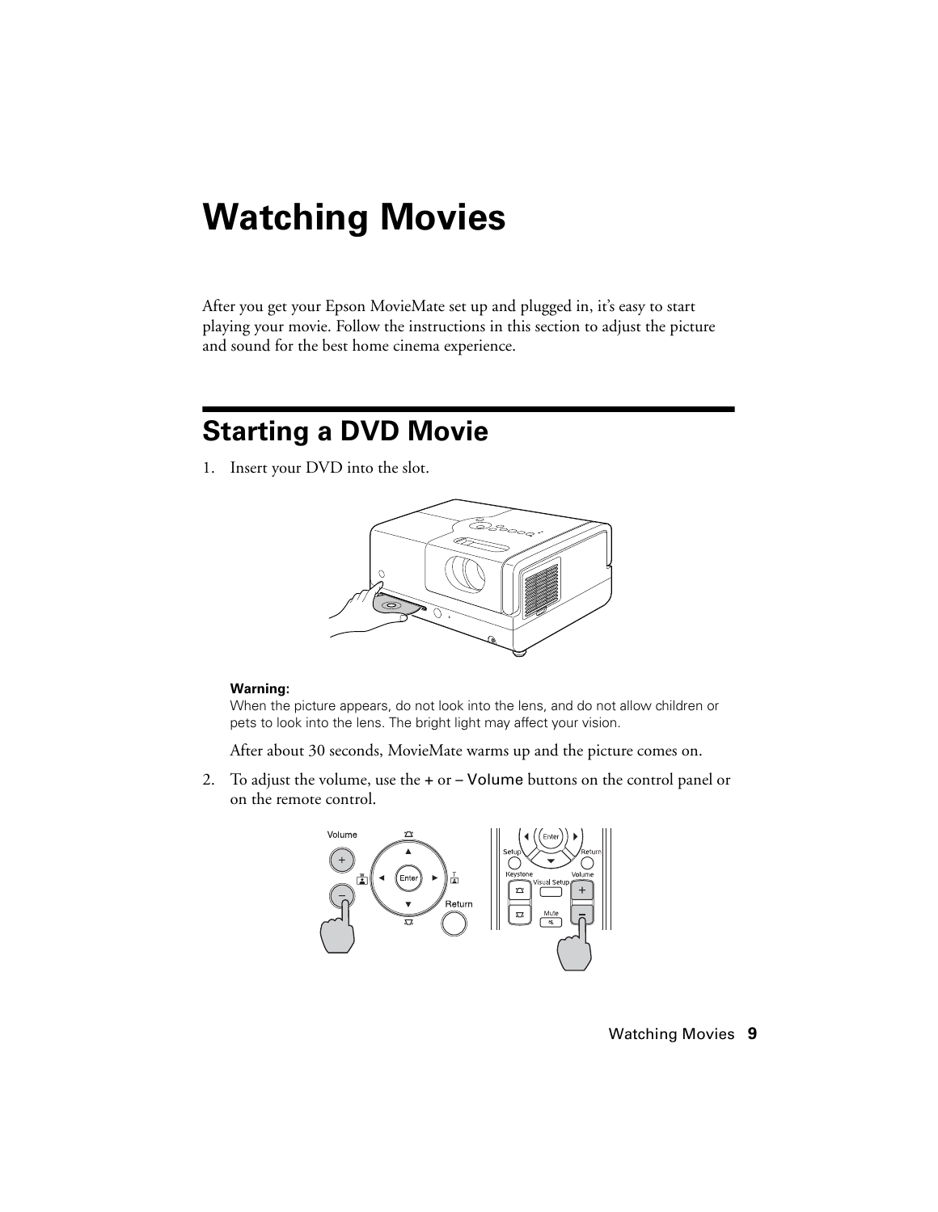# Watching Movies

After you get your Epson MovieMate set up and plugged in, it's easy to start playing your movie. Follow the instructions in this section to adjust the picture and sound for the best home cinema experience.

## Starting a DVD Movie

1. Insert your DVD into the slot.

   **Warning:**
   When the picture appears, do not look into the lens, and do not allow children or pets to look into the lens. The bright light may affect your vision.

   After about 30 seconds, MovieMate warms up and the picture comes on.

2. To adjust the volume, use the + or – Volume buttons on the control panel or on the remote control.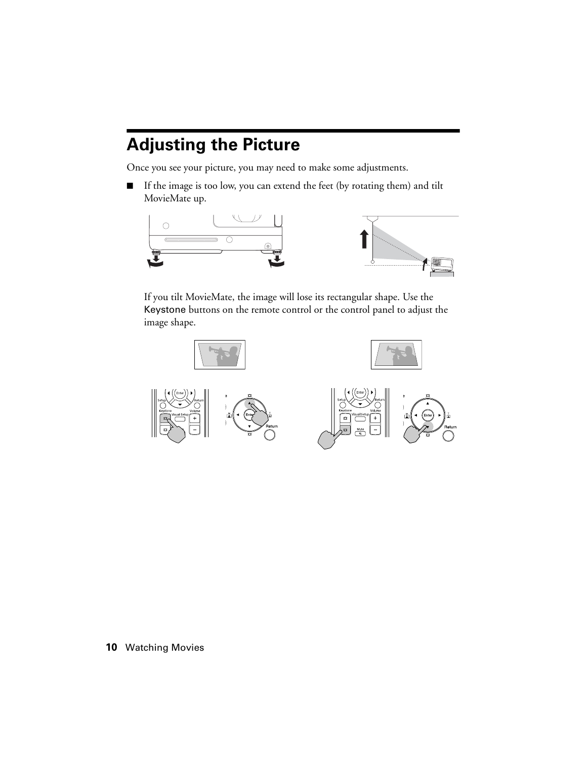## Adjusting the Picture

Once you see your picture, you may need to make some adjustments.

- If the image is too low, you can extend the feet (by rotating them) and tilt MovieMate up.

  If you tilt MovieMate, the image will lose its rectangular shape. Use the Keystone buttons on the remote control or the control panel to adjust the image shape.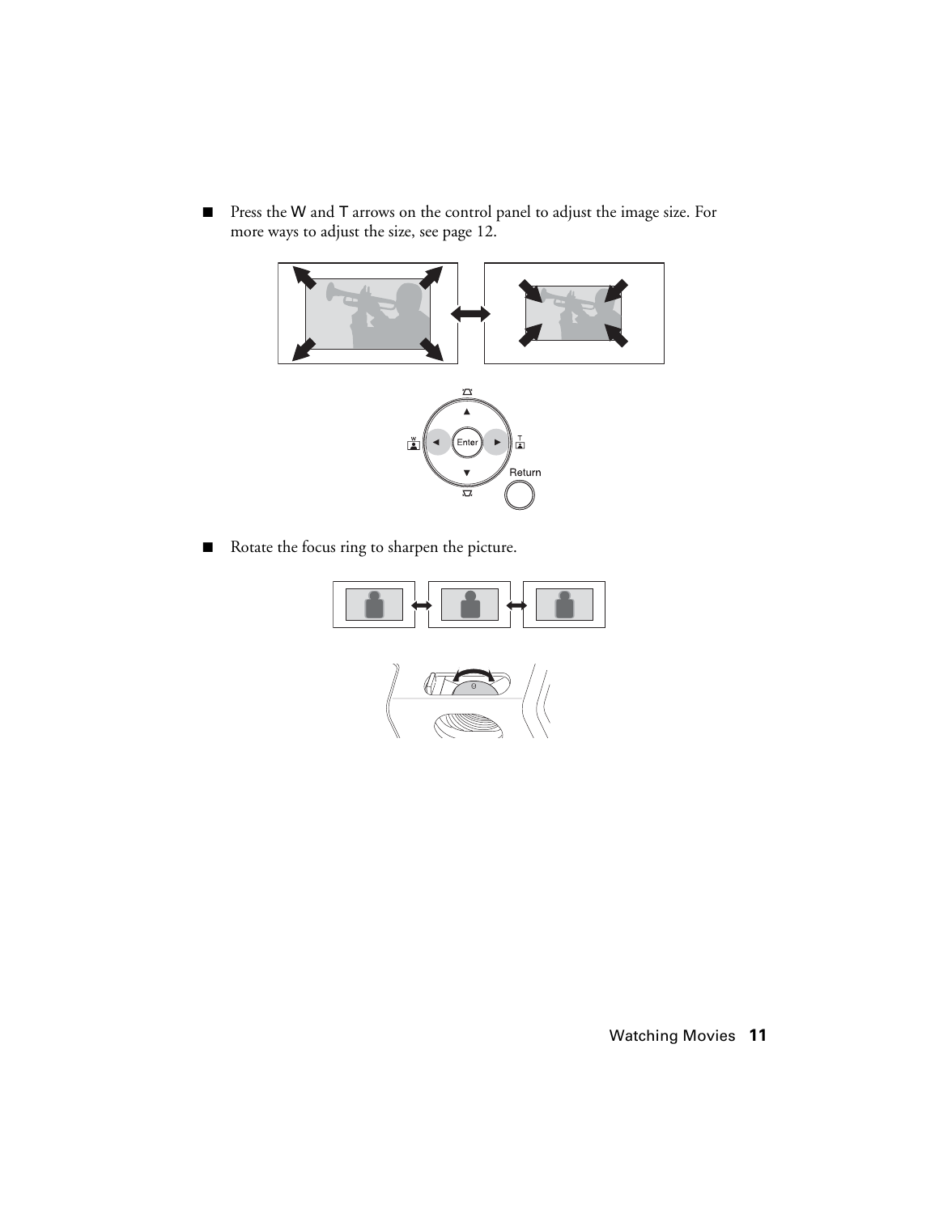- Press the W and T arrows on the control panel to adjust the image size. For more ways to adjust the size, see page 12.

- Rotate the focus ring to sharpen the picture.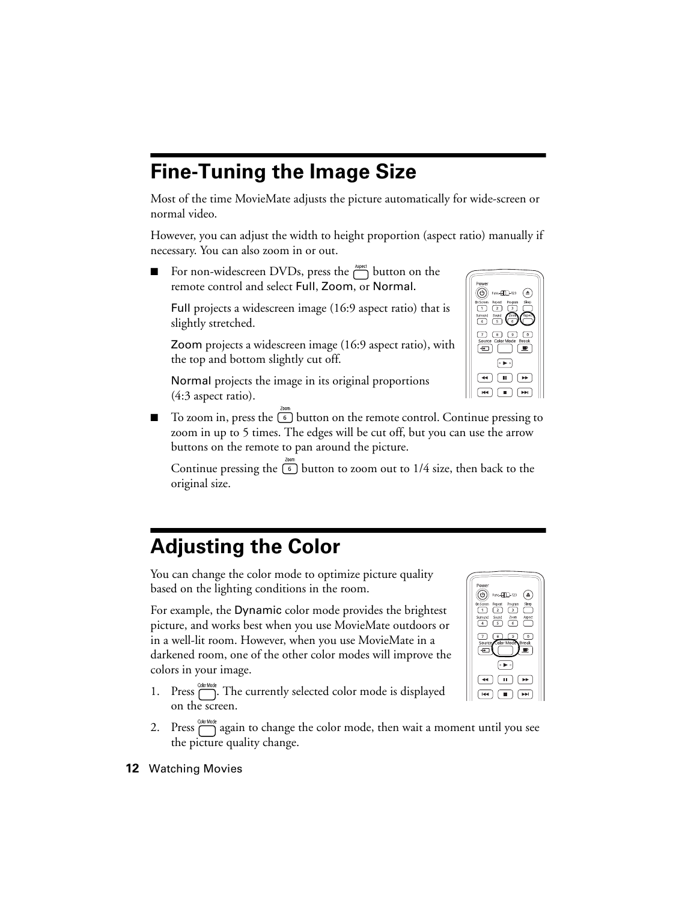## Fine-Tuning the Image Size

Most of the time MovieMate adjusts the picture automatically for wide-screen or normal video.

However, you can adjust the width to height proportion (aspect ratio) manually if necessary. You can also zoom in or out.

- For non-widescreen DVDs, press the Aspect button on the remote control and select Full, Zoom, or Normal.

  Full projects a widescreen image (16:9 aspect ratio) that is slightly stretched.

  Zoom projects a widescreen image (16:9 aspect ratio), with the top and bottom slightly cut off.

  Normal projects the image in its original proportions (4:3 aspect ratio).

- To zoom in, press the Zoom 6 button on the remote control. Continue pressing to zoom in up to 5 times. The edges will be cut off, but you can use the arrow buttons on the remote to pan around the picture.

  Continue pressing the Zoom 6 button to zoom out to 1/4 size, then back to the original size.

## Adjusting the Color

You can change the color mode to optimize picture quality based on the lighting conditions in the room.

For example, the Dynamic color mode provides the brightest picture, and works best when you use MovieMate outdoors or in a well-lit room. However, when you use MovieMate in a darkened room, one of the other color modes will improve the colors in your image.

1. Press Color Mode. The currently selected color mode is displayed on the screen.
2. Press Color Mode again to change the color mode, then wait a moment until you see the picture quality change.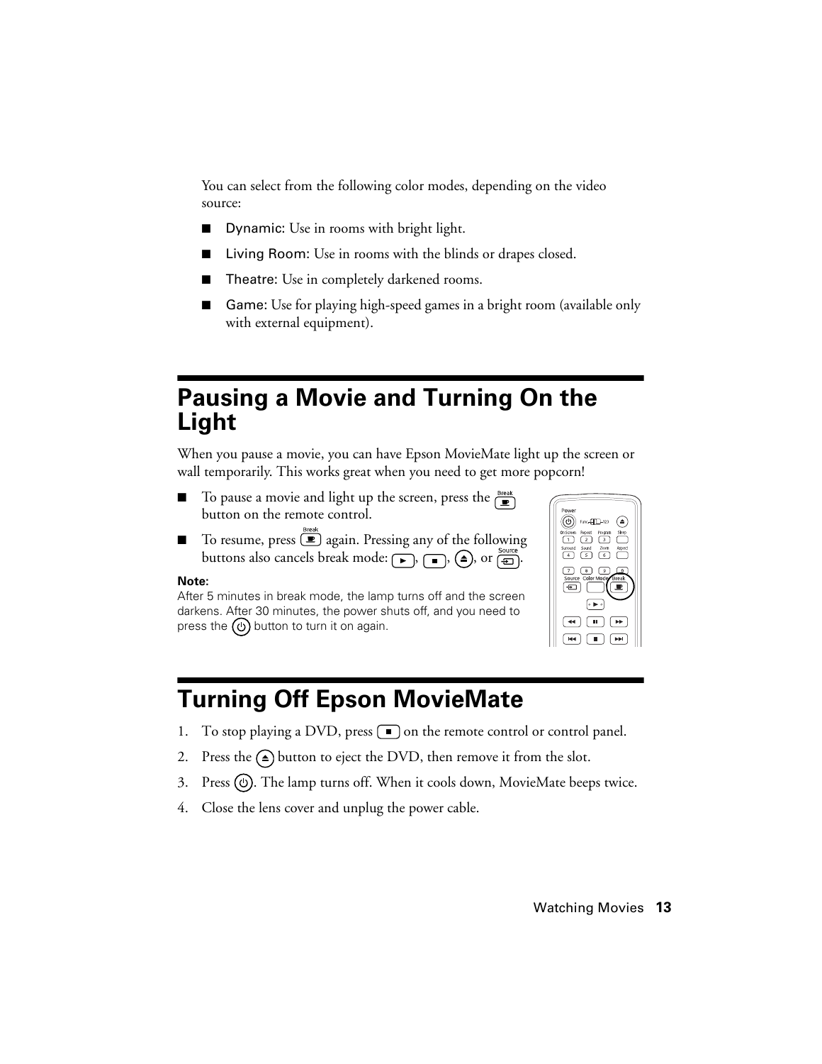You can select from the following color modes, depending on the video source:

- Dynamic: Use in rooms with bright light.
- Living Room: Use in rooms with the blinds or drapes closed.
- Theatre: Use in completely darkened rooms.
- Game: Use for playing high-speed games in a bright room (available only with external equipment).

## Pausing a Movie and Turning On the Light

When you pause a movie, you can have Epson MovieMate light up the screen or wall temporarily. This works great when you need to get more popcorn!

- To pause a movie and light up the screen, press the Break button on the remote control.
- To resume, press Break again. Pressing any of the following buttons also cancels break mode: ▶, ■, ⏏, or Source.

**Note:**
After 5 minutes in break mode, the lamp turns off and the screen darkens. After 30 minutes, the power shuts off, and you need to press the ⏻ button to turn it on again.

## Turning Off Epson MovieMate

1. To stop playing a DVD, press ■ on the remote control or control panel.
2. Press the ⏏ button to eject the DVD, then remove it from the slot.
3. Press ⏻. The lamp turns off. When it cools down, MovieMate beeps twice.
4. Close the lens cover and unplug the power cable.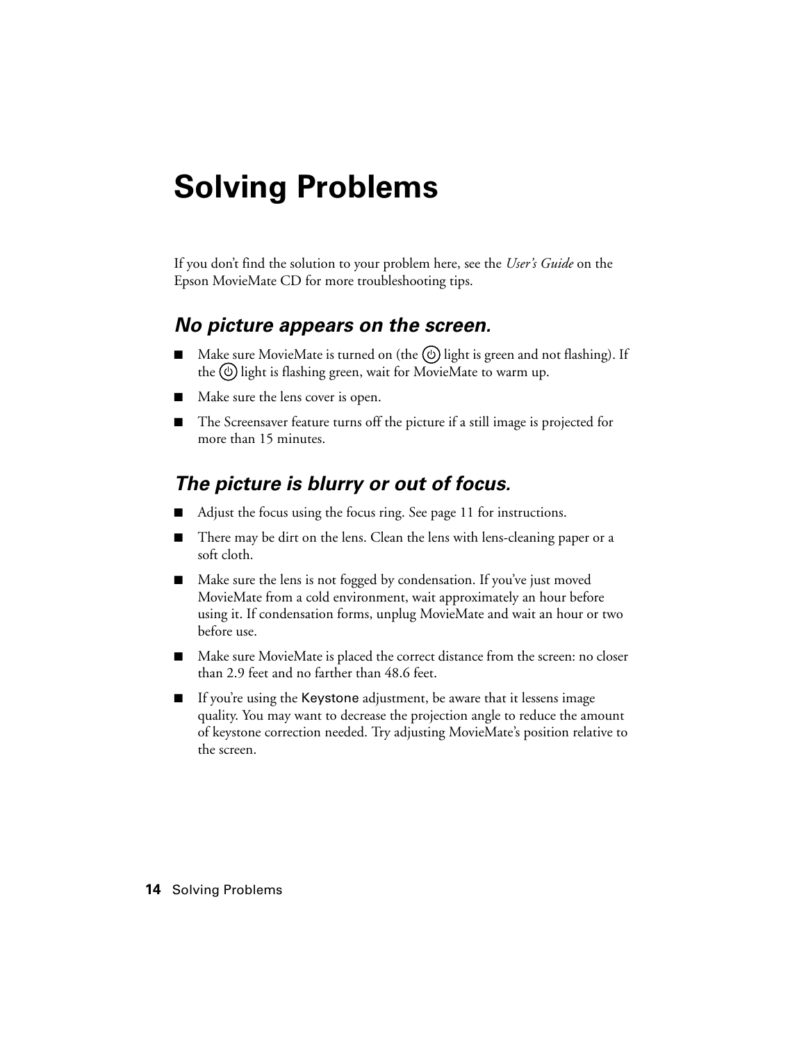# Solving Problems

If you don't find the solution to your problem here, see the *User's Guide* on the Epson MovieMate CD for more troubleshooting tips.

## *No picture appears on the screen.*

- Make sure MovieMate is turned on (the ⏻ light is green and not flashing). If the ⏻ light is flashing green, wait for MovieMate to warm up.
- Make sure the lens cover is open.
- The Screensaver feature turns off the picture if a still image is projected for more than 15 minutes.

## *The picture is blurry or out of focus.*

- Adjust the focus using the focus ring. See page 11 for instructions.
- There may be dirt on the lens. Clean the lens with lens-cleaning paper or a soft cloth.
- Make sure the lens is not fogged by condensation. If you've just moved MovieMate from a cold environment, wait approximately an hour before using it. If condensation forms, unplug MovieMate and wait an hour or two before use.
- Make sure MovieMate is placed the correct distance from the screen: no closer than 2.9 feet and no farther than 48.6 feet.
- If you're using the Keystone adjustment, be aware that it lessens image quality. You may want to decrease the projection angle to reduce the amount of keystone correction needed. Try adjusting MovieMate's position relative to the screen.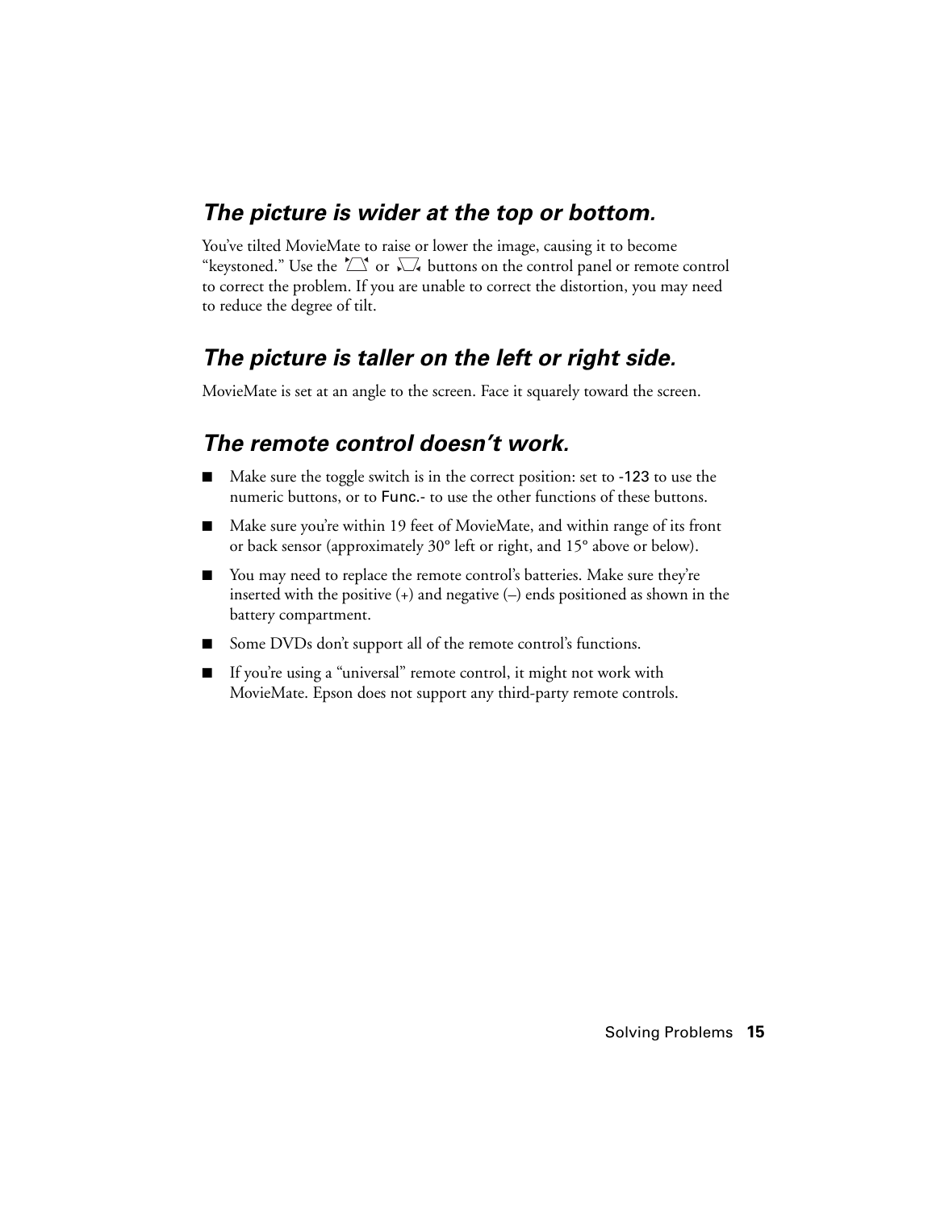## *The picture is wider at the top or bottom.*

You've tilted MovieMate to raise or lower the image, causing it to become "keystoned." Use the ⏢ or ⏢ buttons on the control panel or remote control to correct the problem. If you are unable to correct the distortion, you may need to reduce the degree of tilt.

## *The picture is taller on the left or right side.*

MovieMate is set at an angle to the screen. Face it squarely toward the screen.

## *The remote control doesn't work.*

- Make sure the toggle switch is in the correct position: set to -123 to use the numeric buttons, or to Func.- to use the other functions of these buttons.
- Make sure you're within 19 feet of MovieMate, and within range of its front or back sensor (approximately 30° left or right, and 15° above or below).
- You may need to replace the remote control's batteries. Make sure they're inserted with the positive (+) and negative (–) ends positioned as shown in the battery compartment.
- Some DVDs don't support all of the remote control's functions.
- If you're using a "universal" remote control, it might not work with MovieMate. Epson does not support any third-party remote controls.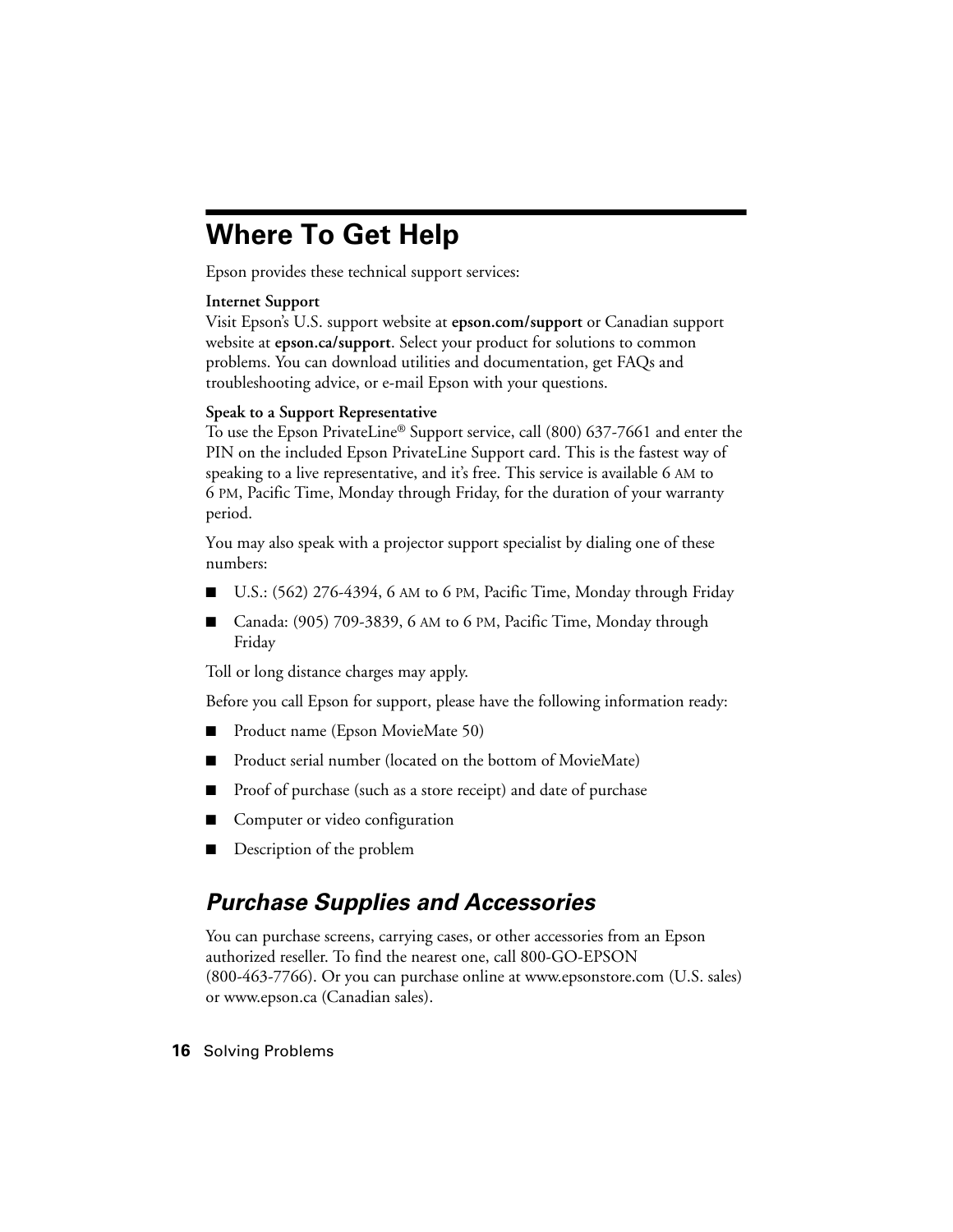# Where To Get Help

Epson provides these technical support services:

**Internet Support**
Visit Epson's U.S. support website at **epson.com/support** or Canadian support website at **epson.ca/support**. Select your product for solutions to common problems. You can download utilities and documentation, get FAQs and troubleshooting advice, or e-mail Epson with your questions.

**Speak to a Support Representative**
To use the Epson PrivateLine® Support service, call (800) 637-7661 and enter the PIN on the included Epson PrivateLine Support card. This is the fastest way of speaking to a live representative, and it's free. This service is available 6 AM to 6 PM, Pacific Time, Monday through Friday, for the duration of your warranty period.

You may also speak with a projector support specialist by dialing one of these numbers:

- U.S.: (562) 276-4394, 6 AM to 6 PM, Pacific Time, Monday through Friday
- Canada: (905) 709-3839, 6 AM to 6 PM, Pacific Time, Monday through Friday

Toll or long distance charges may apply.

Before you call Epson for support, please have the following information ready:

- Product name (Epson MovieMate 50)
- Product serial number (located on the bottom of MovieMate)
- Proof of purchase (such as a store receipt) and date of purchase
- Computer or video configuration
- Description of the problem

## *Purchase Supplies and Accessories*

You can purchase screens, carrying cases, or other accessories from an Epson authorized reseller. To find the nearest one, call 800-GO-EPSON (800-463-7766). Or you can purchase online at www.epsonstore.com (U.S. sales) or www.epson.ca (Canadian sales).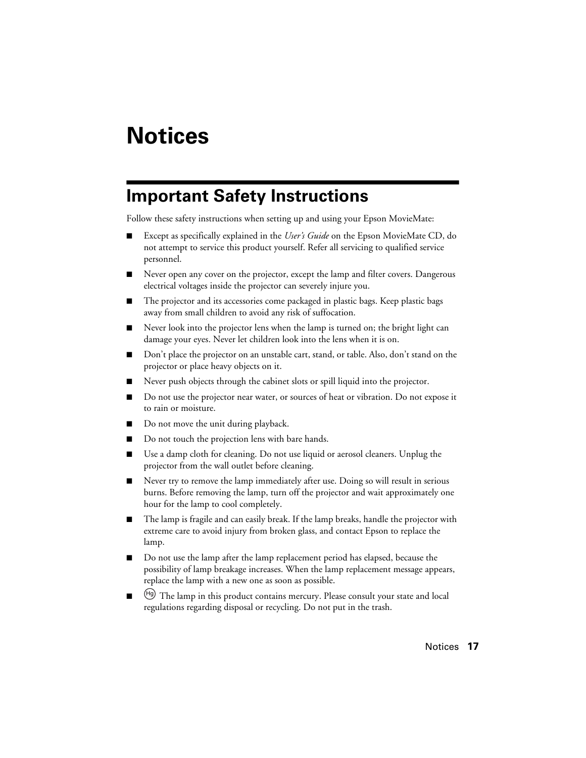# Notices

## Important Safety Instructions

Follow these safety instructions when setting up and using your Epson MovieMate:

- Except as specifically explained in the *User's Guide* on the Epson MovieMate CD, do not attempt to service this product yourself. Refer all servicing to qualified service personnel.
- Never open any cover on the projector, except the lamp and filter covers. Dangerous electrical voltages inside the projector can severely injure you.
- The projector and its accessories come packaged in plastic bags. Keep plastic bags away from small children to avoid any risk of suffocation.
- Never look into the projector lens when the lamp is turned on; the bright light can damage your eyes. Never let children look into the lens when it is on.
- Don't place the projector on an unstable cart, stand, or table. Also, don't stand on the projector or place heavy objects on it.
- Never push objects through the cabinet slots or spill liquid into the projector.
- Do not use the projector near water, or sources of heat or vibration. Do not expose it to rain or moisture.
- Do not move the unit during playback.
- Do not touch the projection lens with bare hands.
- Use a damp cloth for cleaning. Do not use liquid or aerosol cleaners. Unplug the projector from the wall outlet before cleaning.
- Never try to remove the lamp immediately after use. Doing so will result in serious burns. Before removing the lamp, turn off the projector and wait approximately one hour for the lamp to cool completely.
- The lamp is fragile and can easily break. If the lamp breaks, handle the projector with extreme care to avoid injury from broken glass, and contact Epson to replace the lamp.
- Do not use the lamp after the lamp replacement period has elapsed, because the possibility of lamp breakage increases. When the lamp replacement message appears, replace the lamp with a new one as soon as possible.
- (Hg) The lamp in this product contains mercury. Please consult your state and local regulations regarding disposal or recycling. Do not put in the trash.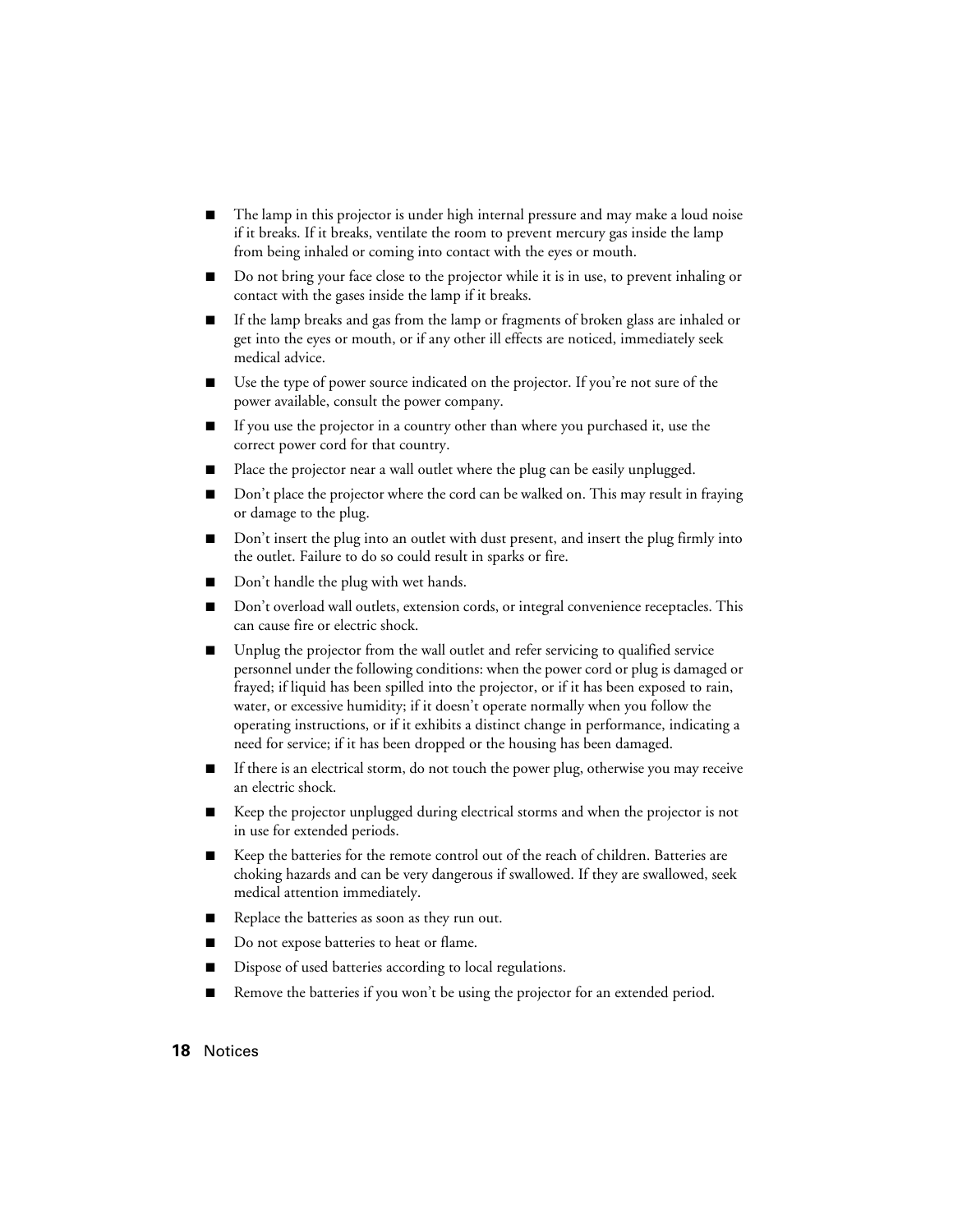- The lamp in this projector is under high internal pressure and may make a loud noise if it breaks. If it breaks, ventilate the room to prevent mercury gas inside the lamp from being inhaled or coming into contact with the eyes or mouth.
- Do not bring your face close to the projector while it is in use, to prevent inhaling or contact with the gases inside the lamp if it breaks.
- If the lamp breaks and gas from the lamp or fragments of broken glass are inhaled or get into the eyes or mouth, or if any other ill effects are noticed, immediately seek medical advice.
- Use the type of power source indicated on the projector. If you're not sure of the power available, consult the power company.
- If you use the projector in a country other than where you purchased it, use the correct power cord for that country.
- Place the projector near a wall outlet where the plug can be easily unplugged.
- Don't place the projector where the cord can be walked on. This may result in fraying or damage to the plug.
- Don't insert the plug into an outlet with dust present, and insert the plug firmly into the outlet. Failure to do so could result in sparks or fire.
- Don't handle the plug with wet hands.
- Don't overload wall outlets, extension cords, or integral convenience receptacles. This can cause fire or electric shock.
- Unplug the projector from the wall outlet and refer servicing to qualified service personnel under the following conditions: when the power cord or plug is damaged or frayed; if liquid has been spilled into the projector, or if it has been exposed to rain, water, or excessive humidity; if it doesn't operate normally when you follow the operating instructions, or if it exhibits a distinct change in performance, indicating a need for service; if it has been dropped or the housing has been damaged.
- If there is an electrical storm, do not touch the power plug, otherwise you may receive an electric shock.
- Keep the projector unplugged during electrical storms and when the projector is not in use for extended periods.
- Keep the batteries for the remote control out of the reach of children. Batteries are choking hazards and can be very dangerous if swallowed. If they are swallowed, seek medical attention immediately.
- Replace the batteries as soon as they run out.
- Do not expose batteries to heat or flame.
- Dispose of used batteries according to local regulations.
- Remove the batteries if you won't be using the projector for an extended period.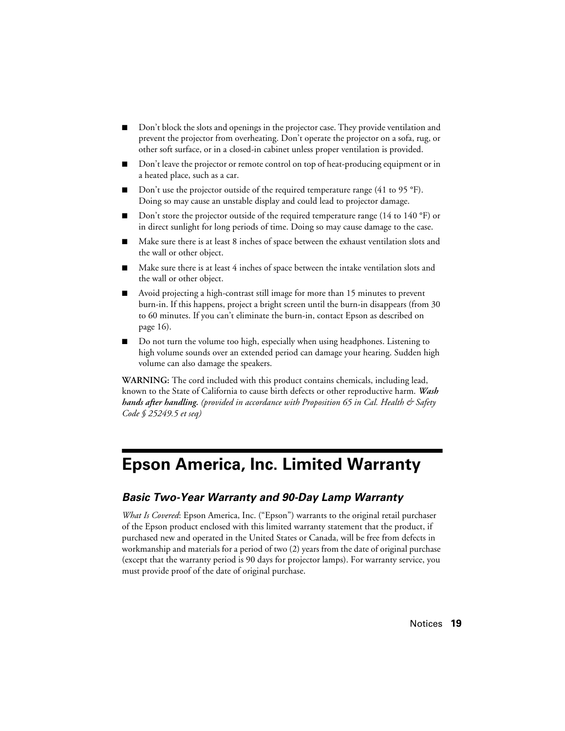- Don't block the slots and openings in the projector case. They provide ventilation and prevent the projector from overheating. Don't operate the projector on a sofa, rug, or other soft surface, or in a closed-in cabinet unless proper ventilation is provided.
- Don't leave the projector or remote control on top of heat-producing equipment or in a heated place, such as a car.
- Don't use the projector outside of the required temperature range (41 to 95 °F). Doing so may cause an unstable display and could lead to projector damage.
- Don't store the projector outside of the required temperature range (14 to 140 °F) or in direct sunlight for long periods of time. Doing so may cause damage to the case.
- Make sure there is at least 8 inches of space between the exhaust ventilation slots and the wall or other object.
- Make sure there is at least 4 inches of space between the intake ventilation slots and the wall or other object.
- Avoid projecting a high-contrast still image for more than 15 minutes to prevent burn-in. If this happens, project a bright screen until the burn-in disappears (from 30 to 60 minutes. If you can't eliminate the burn-in, contact Epson as described on page 16).
- Do not turn the volume too high, especially when using headphones. Listening to high volume sounds over an extended period can damage your hearing. Sudden high volume can also damage the speakers.

**WARNING:** The cord included with this product contains chemicals, including lead, known to the State of California to cause birth defects or other reproductive harm. ***Wash hands after handling.*** *(provided in accordance with Proposition 65 in Cal. Health & Safety Code § 25249.5 et seq)*

# Epson America, Inc. Limited Warranty

## *Basic Two-Year Warranty and 90-Day Lamp Warranty*

*What Is Covered*: Epson America, Inc. ("Epson") warrants to the original retail purchaser of the Epson product enclosed with this limited warranty statement that the product, if purchased new and operated in the United States or Canada, will be free from defects in workmanship and materials for a period of two (2) years from the date of original purchase (except that the warranty period is 90 days for projector lamps). For warranty service, you must provide proof of the date of original purchase.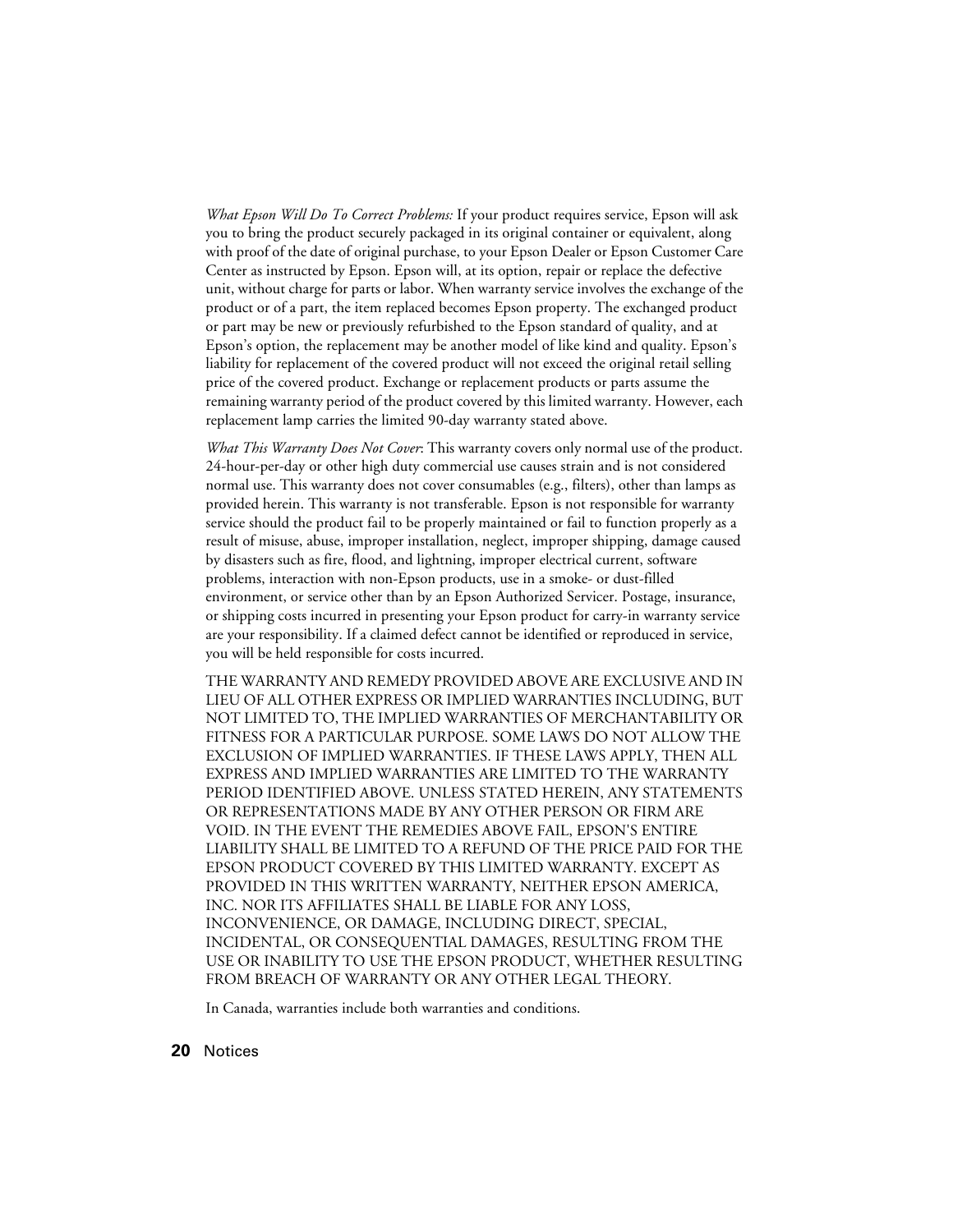*What Epson Will Do To Correct Problems:* If your product requires service, Epson will ask you to bring the product securely packaged in its original container or equivalent, along with proof of the date of original purchase, to your Epson Dealer or Epson Customer Care Center as instructed by Epson. Epson will, at its option, repair or replace the defective unit, without charge for parts or labor. When warranty service involves the exchange of the product or of a part, the item replaced becomes Epson property. The exchanged product or part may be new or previously refurbished to the Epson standard of quality, and at Epson's option, the replacement may be another model of like kind and quality. Epson's liability for replacement of the covered product will not exceed the original retail selling price of the covered product. Exchange or replacement products or parts assume the remaining warranty period of the product covered by this limited warranty. However, each replacement lamp carries the limited 90-day warranty stated above.

*What This Warranty Does Not Cover*: This warranty covers only normal use of the product. 24-hour-per-day or other high duty commercial use causes strain and is not considered normal use. This warranty does not cover consumables (e.g., filters), other than lamps as provided herein. This warranty is not transferable. Epson is not responsible for warranty service should the product fail to be properly maintained or fail to function properly as a result of misuse, abuse, improper installation, neglect, improper shipping, damage caused by disasters such as fire, flood, and lightning, improper electrical current, software problems, interaction with non-Epson products, use in a smoke- or dust-filled environment, or service other than by an Epson Authorized Servicer. Postage, insurance, or shipping costs incurred in presenting your Epson product for carry-in warranty service are your responsibility. If a claimed defect cannot be identified or reproduced in service, you will be held responsible for costs incurred.

THE WARRANTY AND REMEDY PROVIDED ABOVE ARE EXCLUSIVE AND IN LIEU OF ALL OTHER EXPRESS OR IMPLIED WARRANTIES INCLUDING, BUT NOT LIMITED TO, THE IMPLIED WARRANTIES OF MERCHANTABILITY OR FITNESS FOR A PARTICULAR PURPOSE. SOME LAWS DO NOT ALLOW THE EXCLUSION OF IMPLIED WARRANTIES. IF THESE LAWS APPLY, THEN ALL EXPRESS AND IMPLIED WARRANTIES ARE LIMITED TO THE WARRANTY PERIOD IDENTIFIED ABOVE. UNLESS STATED HEREIN, ANY STATEMENTS OR REPRESENTATIONS MADE BY ANY OTHER PERSON OR FIRM ARE VOID. IN THE EVENT THE REMEDIES ABOVE FAIL, EPSON'S ENTIRE LIABILITY SHALL BE LIMITED TO A REFUND OF THE PRICE PAID FOR THE EPSON PRODUCT COVERED BY THIS LIMITED WARRANTY. EXCEPT AS PROVIDED IN THIS WRITTEN WARRANTY, NEITHER EPSON AMERICA, INC. NOR ITS AFFILIATES SHALL BE LIABLE FOR ANY LOSS, INCONVENIENCE, OR DAMAGE, INCLUDING DIRECT, SPECIAL, INCIDENTAL, OR CONSEQUENTIAL DAMAGES, RESULTING FROM THE USE OR INABILITY TO USE THE EPSON PRODUCT, WHETHER RESULTING FROM BREACH OF WARRANTY OR ANY OTHER LEGAL THEORY.

In Canada, warranties include both warranties and conditions.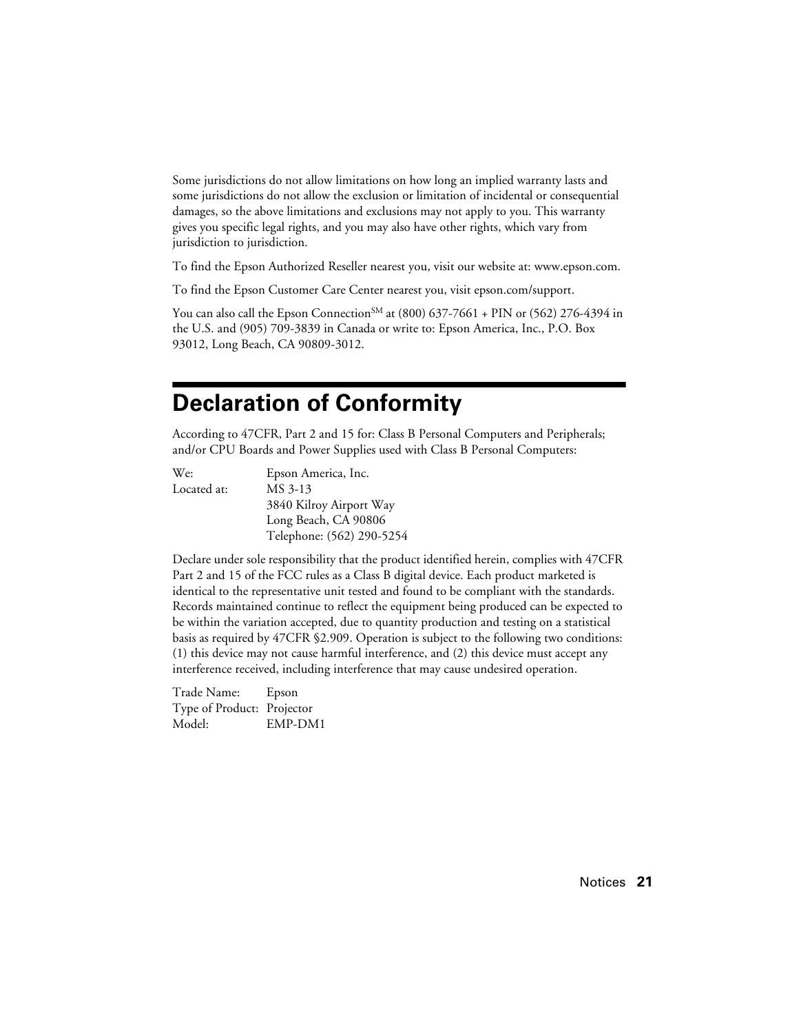Some jurisdictions do not allow limitations on how long an implied warranty lasts and some jurisdictions do not allow the exclusion or limitation of incidental or consequential damages, so the above limitations and exclusions may not apply to you. This warranty gives you specific legal rights, and you may also have other rights, which vary from jurisdiction to jurisdiction.

To find the Epson Authorized Reseller nearest you, visit our website at: www.epson.com.

To find the Epson Customer Care Center nearest you, visit epson.com/support.

You can also call the Epson Connection[SM] at (800) 637-7661 + PIN or (562) 276-4394 in the U.S. and (905) 709-3839 in Canada or write to: Epson America, Inc., P.O. Box 93012, Long Beach, CA 90809-3012.

# Declaration of Conformity

According to 47CFR, Part 2 and 15 for: Class B Personal Computers and Peripherals; and/or CPU Boards and Power Supplies used with Class B Personal Computers:

| | |
|---|---|
| We: | Epson America, Inc. |
| Located at: | MS 3-13<br>3840 Kilroy Airport Way<br>Long Beach, CA 90806<br>Telephone: (562) 290-5254 |

Declare under sole responsibility that the product identified herein, complies with 47CFR Part 2 and 15 of the FCC rules as a Class B digital device. Each product marketed is identical to the representative unit tested and found to be compliant with the standards. Records maintained continue to reflect the equipment being produced can be expected to be within the variation accepted, due to quantity production and testing on a statistical basis as required by 47CFR §2.909. Operation is subject to the following two conditions: (1) this device may not cause harmful interference, and (2) this device must accept any interference received, including interference that may cause undesired operation.

| | |
|---|---|
| Trade Name: | Epson |
| Type of Product: | Projector |
| Model: | EMP-DM1 |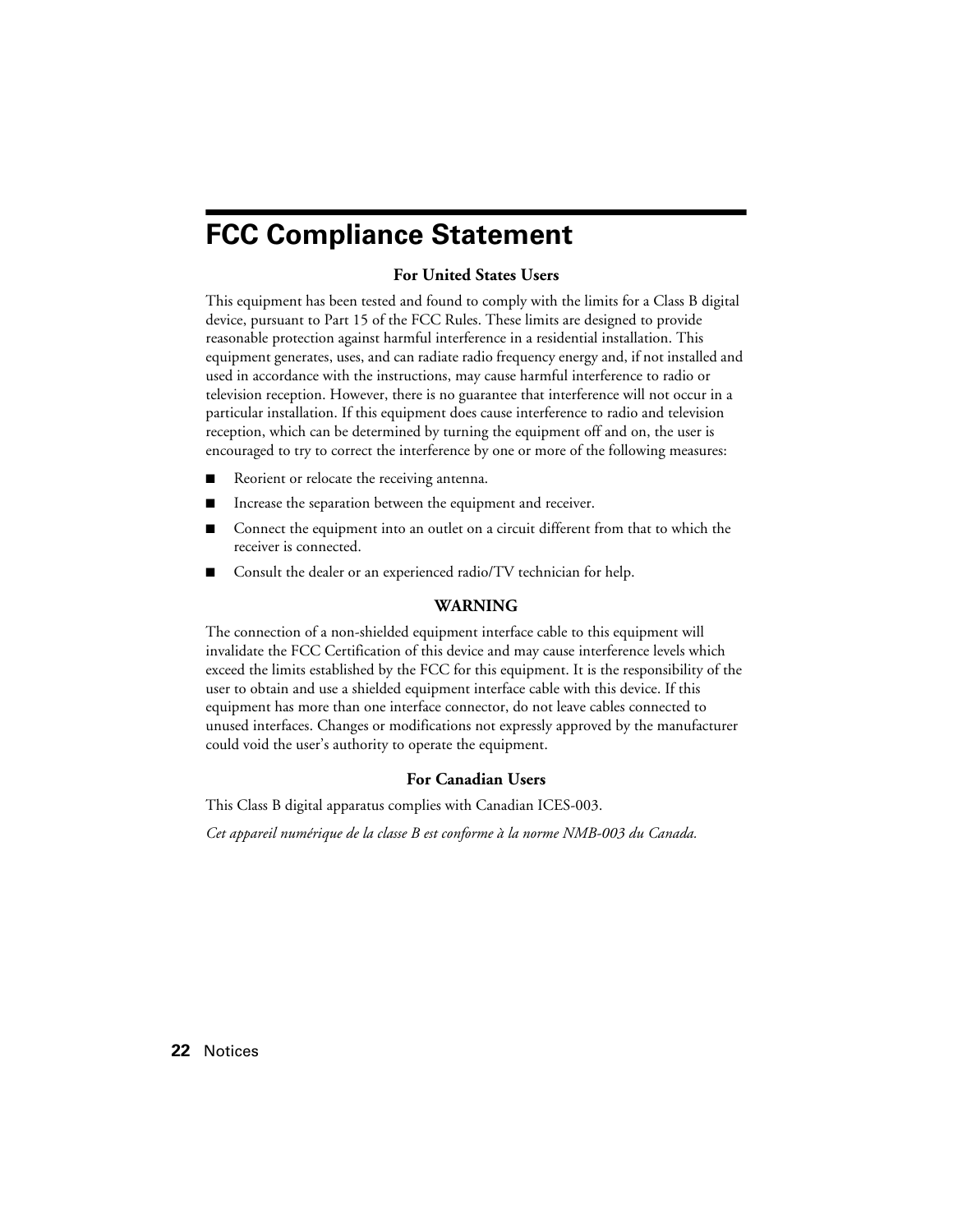# FCC Compliance Statement

### For United States Users

This equipment has been tested and found to comply with the limits for a Class B digital device, pursuant to Part 15 of the FCC Rules. These limits are designed to provide reasonable protection against harmful interference in a residential installation. This equipment generates, uses, and can radiate radio frequency energy and, if not installed and used in accordance with the instructions, may cause harmful interference to radio or television reception. However, there is no guarantee that interference will not occur in a particular installation. If this equipment does cause interference to radio and television reception, which can be determined by turning the equipment off and on, the user is encouraged to try to correct the interference by one or more of the following measures:

- Reorient or relocate the receiving antenna.
- Increase the separation between the equipment and receiver.
- Connect the equipment into an outlet on a circuit different from that to which the receiver is connected.
- Consult the dealer or an experienced radio/TV technician for help.

### WARNING

The connection of a non-shielded equipment interface cable to this equipment will invalidate the FCC Certification of this device and may cause interference levels which exceed the limits established by the FCC for this equipment. It is the responsibility of the user to obtain and use a shielded equipment interface cable with this device. If this equipment has more than one interface connector, do not leave cables connected to unused interfaces. Changes or modifications not expressly approved by the manufacturer could void the user's authority to operate the equipment.

### For Canadian Users

This Class B digital apparatus complies with Canadian ICES-003.

*Cet appareil numérique de la classe B est conforme à la norme NMB-003 du Canada.*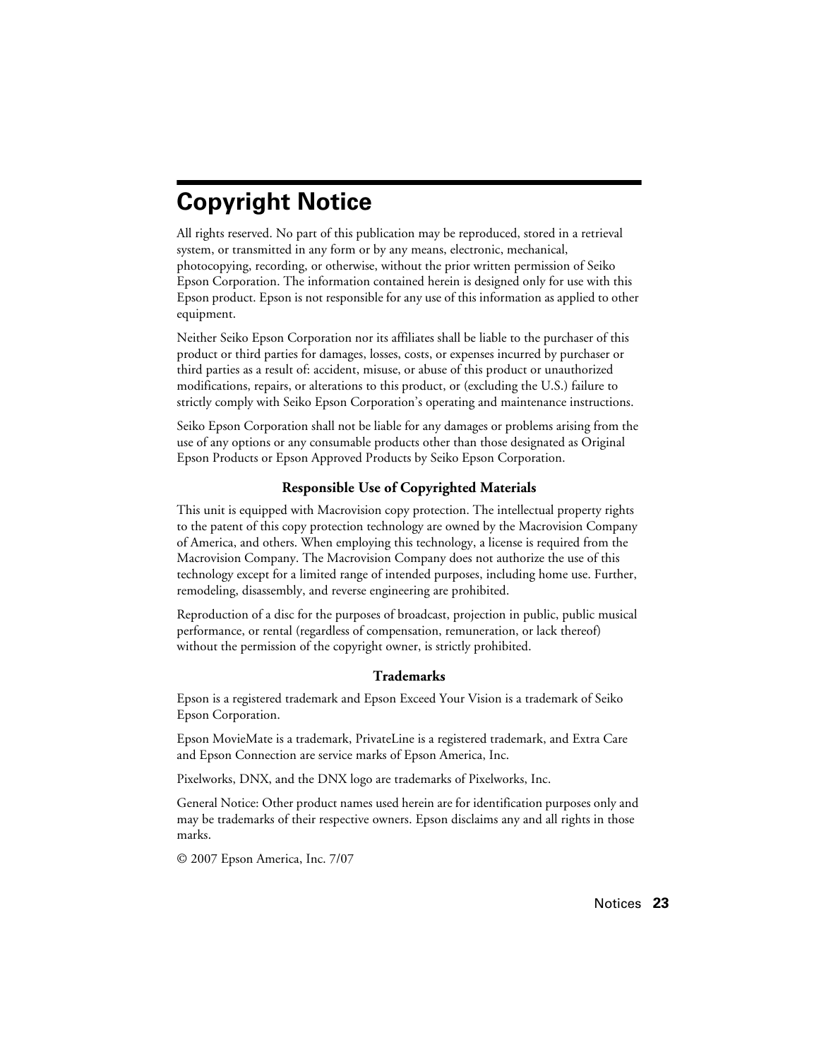# Copyright Notice

All rights reserved. No part of this publication may be reproduced, stored in a retrieval system, or transmitted in any form or by any means, electronic, mechanical, photocopying, recording, or otherwise, without the prior written permission of Seiko Epson Corporation. The information contained herein is designed only for use with this Epson product. Epson is not responsible for any use of this information as applied to other equipment.

Neither Seiko Epson Corporation nor its affiliates shall be liable to the purchaser of this product or third parties for damages, losses, costs, or expenses incurred by purchaser or third parties as a result of: accident, misuse, or abuse of this product or unauthorized modifications, repairs, or alterations to this product, or (excluding the U.S.) failure to strictly comply with Seiko Epson Corporation's operating and maintenance instructions.

Seiko Epson Corporation shall not be liable for any damages or problems arising from the use of any options or any consumable products other than those designated as Original Epson Products or Epson Approved Products by Seiko Epson Corporation.

### Responsible Use of Copyrighted Materials

This unit is equipped with Macrovision copy protection. The intellectual property rights to the patent of this copy protection technology are owned by the Macrovision Company of America, and others. When employing this technology, a license is required from the Macrovision Company. The Macrovision Company does not authorize the use of this technology except for a limited range of intended purposes, including home use. Further, remodeling, disassembly, and reverse engineering are prohibited.

Reproduction of a disc for the purposes of broadcast, projection in public, public musical performance, or rental (regardless of compensation, remuneration, or lack thereof) without the permission of the copyright owner, is strictly prohibited.

### Trademarks

Epson is a registered trademark and Epson Exceed Your Vision is a trademark of Seiko Epson Corporation.

Epson MovieMate is a trademark, PrivateLine is a registered trademark, and Extra Care and Epson Connection are service marks of Epson America, Inc.

Pixelworks, DNX, and the DNX logo are trademarks of Pixelworks, Inc.

General Notice: Other product names used herein are for identification purposes only and may be trademarks of their respective owners. Epson disclaims any and all rights in those marks.

© 2007 Epson America, Inc. 7/07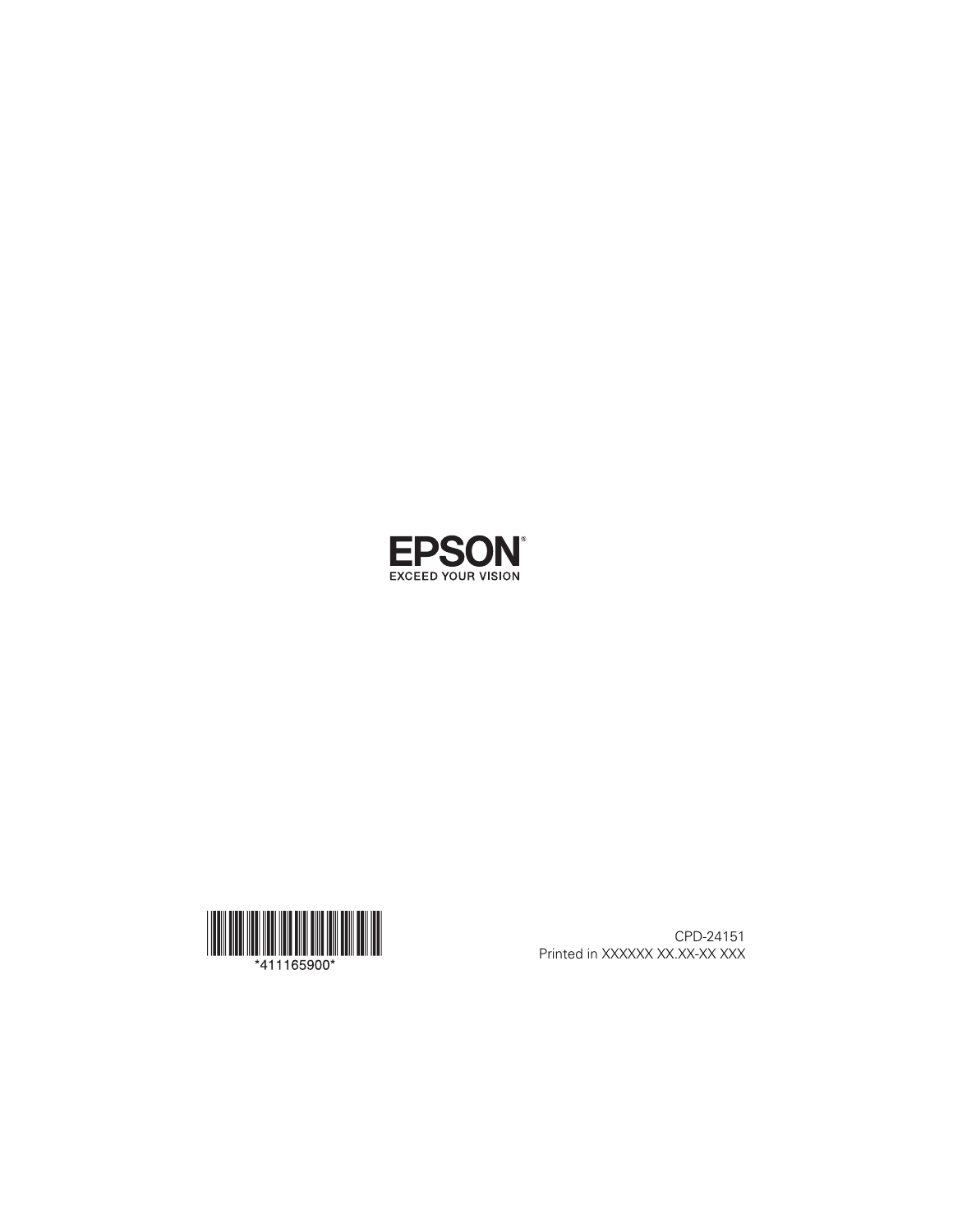EPSON

EXCEED YOUR VISION

*411165900*

CPD-24151

Printed in XXXXXX XX.XX-XX XXX